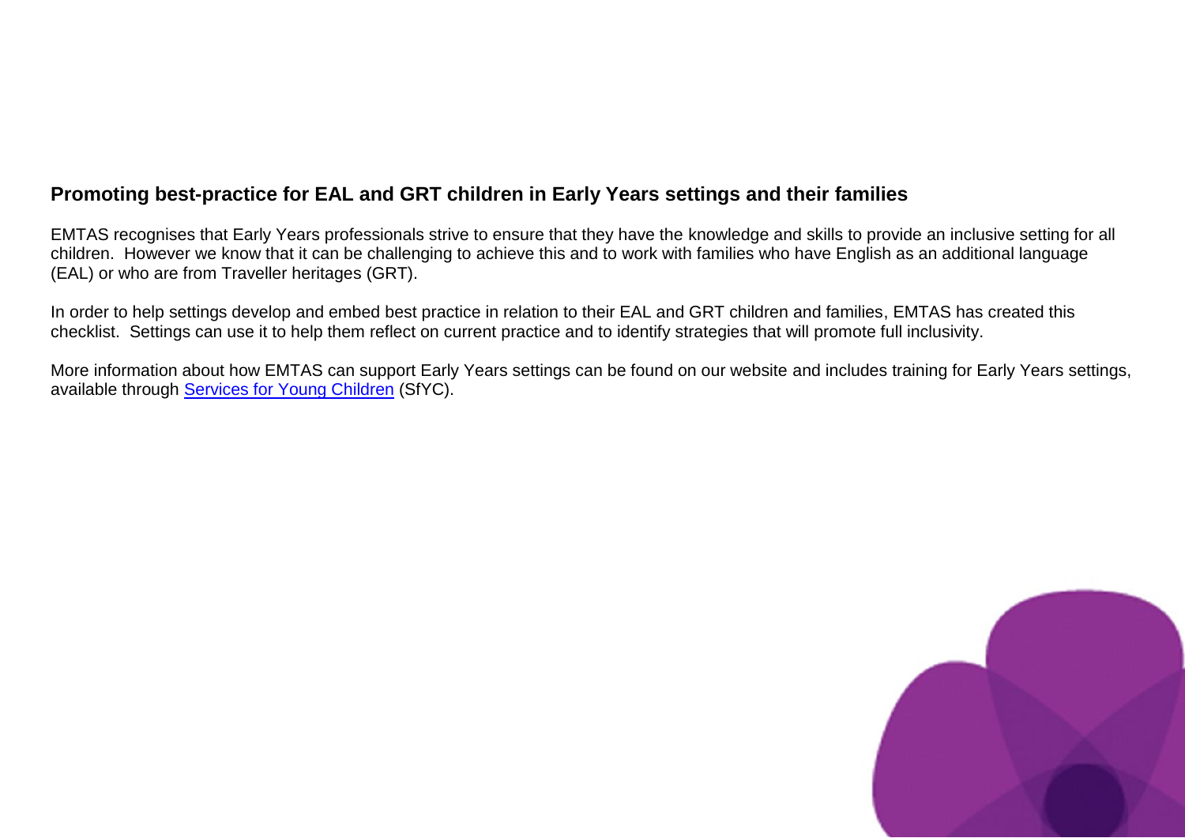## Promoting best-practice for EAL and GRT children in Early Years settings and their families

EMTAS recognises that Early Years professionals strive to ensure that they have the knowledge and skills to provide an inclusive setting for all children. However we know that it can be challenging to achieve this and to work with families who have English as an additional language (EAL) or who are from Traveller heritages (GRT).

In order to help settings develop and embed best practice in relation to their EAL and GRT children and families, EMTAS has created this checklist. Settings can use it to help them reflect on current practice and to identify strategies that will promote full inclusivity.

More information about how EMTAS can support Early Years settings can be found on our website and includes training for Early Years settings, available through Services for Young Children (SfYC).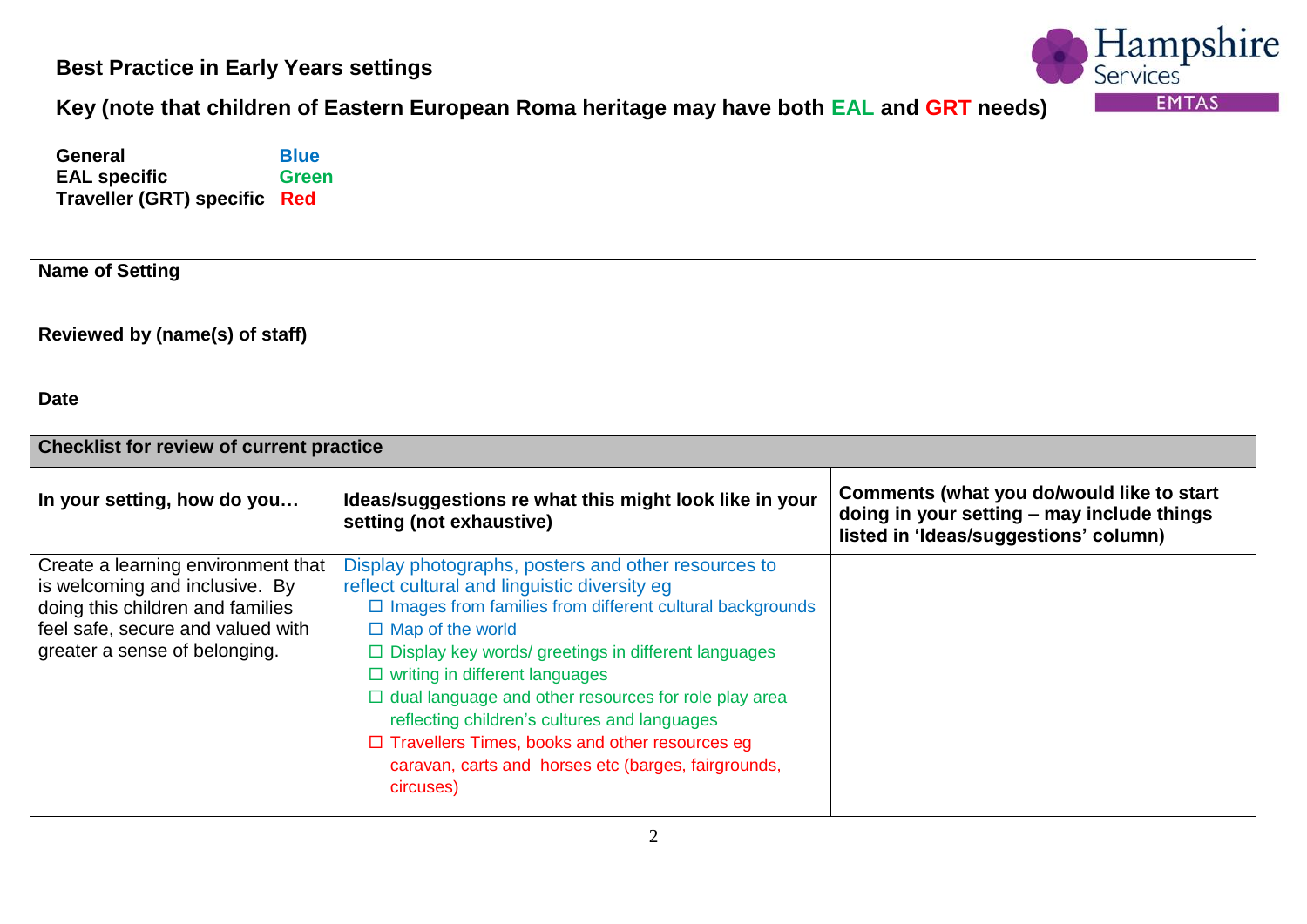**Best Practice in Early Years settings**

**Key (note that children of Eastern European Roma heritage may have both EAL and GRT needs)**

**General** Blue
**EAL specific** Green
**Traveller (GRT) specific** Red

| **Name of Setting** | | |
|---|---|---|
| **Reviewed by (name(s) of staff)** | | |
| **Date** | | |
| **Checklist for review of current practice** | | |
| **In your setting, how do you…** | **Ideas/suggestions re what this might look like in your setting (not exhaustive)** | **Comments (what you do/would like to start doing in your setting – may include things listed in 'Ideas/suggestions' column)** |
| Create a learning environment that is welcoming and inclusive. By doing this children and families feel safe, secure and valued with greater a sense of belonging. | Display photographs, posters and other resources to reflect cultural and linguistic diversity eg<br>☐ Images from families from different cultural backgrounds<br>☐ Map of the world<br>☐ Display key words/ greetings in different languages<br>☐ writing in different languages<br>☐ dual language and other resources for role play area reflecting children's cultures and languages<br>☐ Travellers Times, books and other resources eg caravan, carts and horses etc (barges, fairgrounds, circuses) | |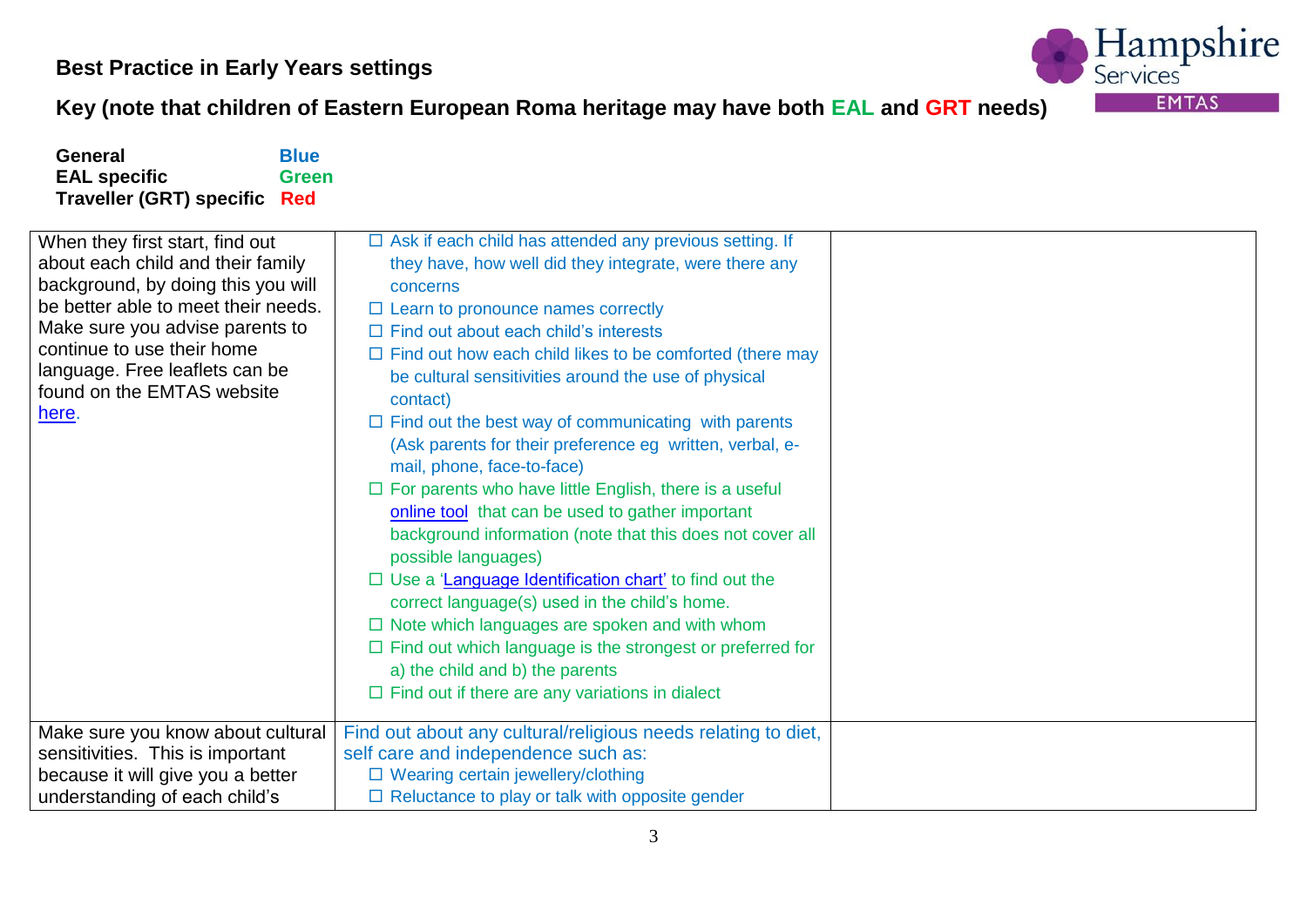**Best Practice in Early Years settings**

**Key (note that children of Eastern European Roma heritage may have both EAL and GRT needs)**

**General** **Blue**
**EAL specific** **Green**
**Traveller (GRT) specific** **Red**

| | | |
|---|---|---|
| When they first start, find out about each child and their family background, by doing this you will be better able to meet their needs. Make sure you advise parents to continue to use their home language. Free leaflets can be found on the EMTAS website here. | ☐ Ask if each child has attended any previous setting. If they have, how well did they integrate, were there any concerns<br>☐ Learn to pronounce names correctly<br>☐ Find out about each child's interests<br>☐ Find out how each child likes to be comforted (there may be cultural sensitivities around the use of physical contact)<br>☐ Find out the best way of communicating with parents (Ask parents for their preference eg written, verbal, e-mail, phone, face-to-face)<br>☐ For parents who have little English, there is a useful online tool that can be used to gather important background information (note that this does not cover all possible languages)<br>☐ Use a 'Language Identification chart' to find out the correct language(s) used in the child's home.<br>☐ Note which languages are spoken and with whom<br>☐ Find out which language is the strongest or preferred for a) the child and b) the parents<br>☐ Find out if there are any variations in dialect | |
| Make sure you know about cultural sensitivities. This is important because it will give you a better understanding of each child's | Find out about any cultural/religious needs relating to diet, self care and independence such as:<br>☐ Wearing certain jewellery/clothing<br>☐ Reluctance to play or talk with opposite gender | |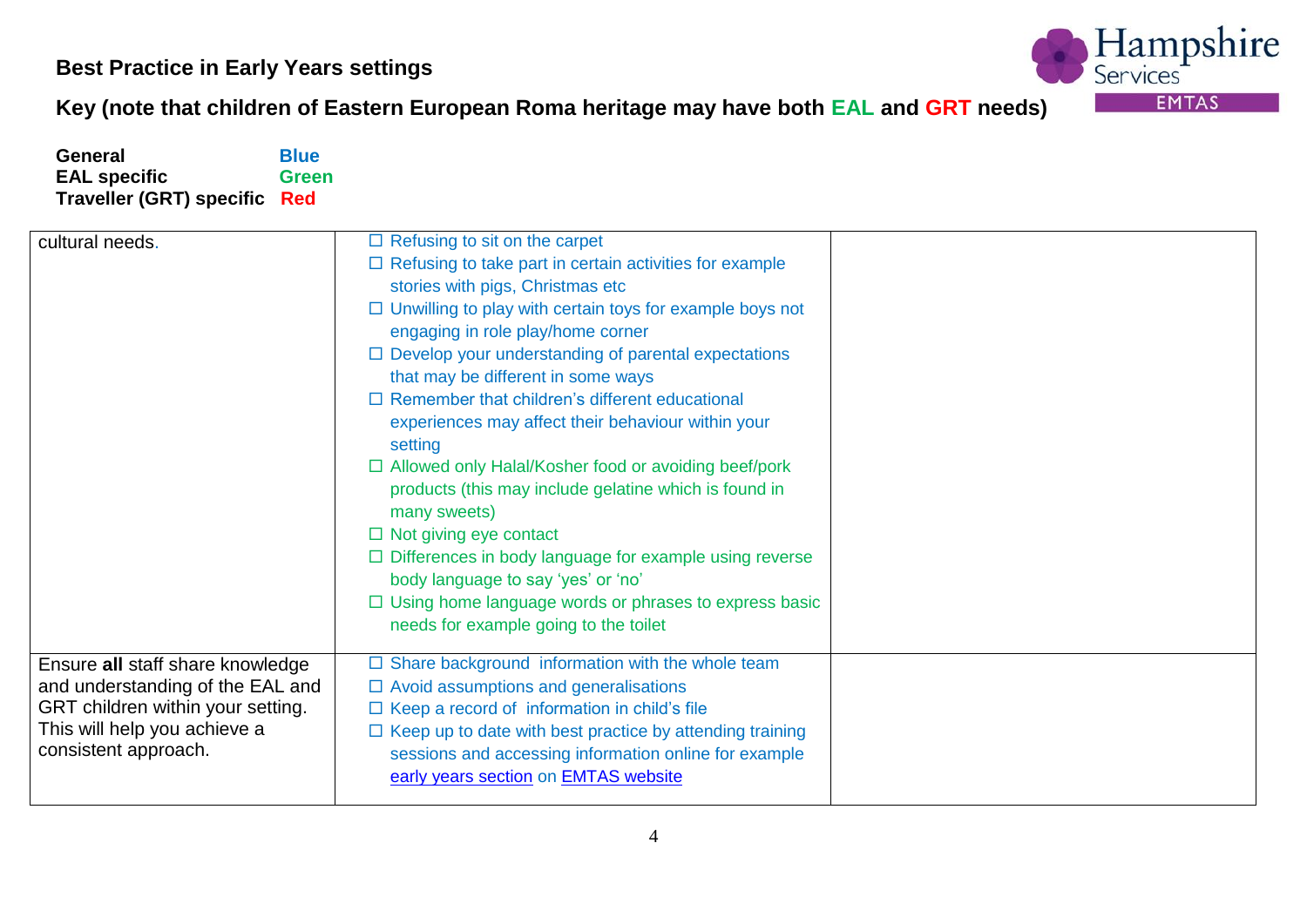**Best Practice in Early Years settings**

**Key (note that children of Eastern European Roma heritage may have both EAL and GRT needs)**

**General** **Blue**
**EAL specific** **Green**
**Traveller (GRT) specific** **Red**

| | | |
|---|---|---|
| cultural needs. | ☐ Refusing to sit on the carpet<br>☐ Refusing to take part in certain activities for example stories with pigs, Christmas etc<br>☐ Unwilling to play with certain toys for example boys not engaging in role play/home corner<br>☐ Develop your understanding of parental expectations that may be different in some ways<br>☐ Remember that children's different educational experiences may affect their behaviour within your setting<br>☐ Allowed only Halal/Kosher food or avoiding beef/pork products (this may include gelatine which is found in many sweets)<br>☐ Not giving eye contact<br>☐ Differences in body language for example using reverse body language to say 'yes' or 'no'<br>☐ Using home language words or phrases to express basic needs for example going to the toilet | |
| Ensure **all** staff share knowledge and understanding of the EAL and GRT children within your setting. This will help you achieve a consistent approach. | ☐ Share background information with the whole team<br>☐ Avoid assumptions and generalisations<br>☐ Keep a record of information in child's file<br>☐ Keep up to date with best practice by attending training sessions and accessing information online for example early years section on EMTAS website | |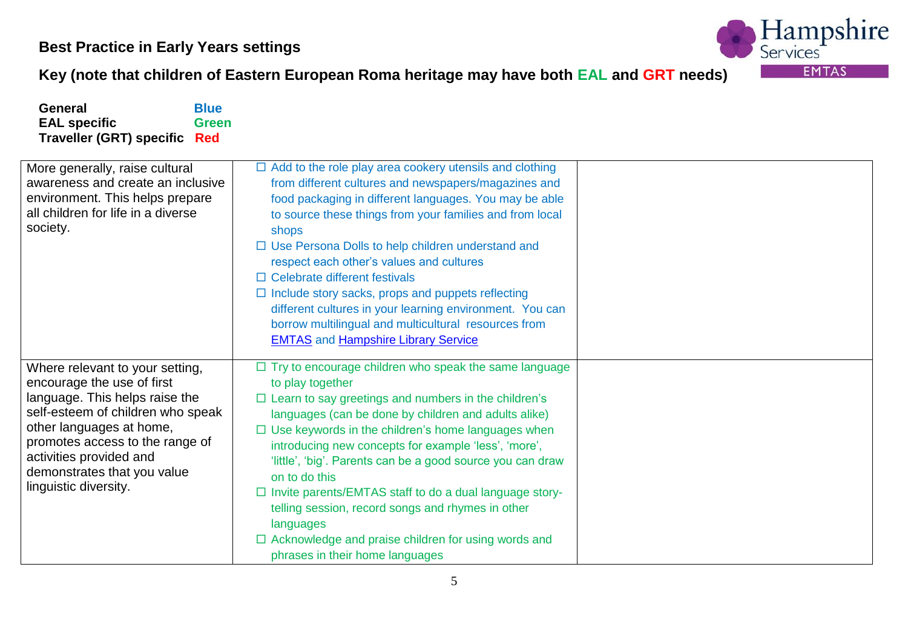**Best Practice in Early Years settings**

**Key (note that children of Eastern European Roma heritage may have both EAL and GRT needs)**

**General** — **Blue**
**EAL specific** — **Green**
**Traveller (GRT) specific** — **Red**

| | | |
|---|---|---|
| More generally, raise cultural awareness and create an inclusive environment. This helps prepare all children for life in a diverse society. | ☐ Add to the role play area cookery utensils and clothing from different cultures and newspapers/magazines and food packaging in different languages. You may be able to source these things from your families and from local shops<br>☐ Use Persona Dolls to help children understand and respect each other's values and cultures<br>☐ Celebrate different festivals<br>☐ Include story sacks, props and puppets reflecting different cultures in your learning environment. You can borrow multilingual and multicultural resources from EMTAS and Hampshire Library Service | |
| Where relevant to your setting, encourage the use of first language. This helps raise the self-esteem of children who speak other languages at home, promotes access to the range of activities provided and demonstrates that you value linguistic diversity. | ☐ Try to encourage children who speak the same language to play together<br>☐ Learn to say greetings and numbers in the children's languages (can be done by children and adults alike)<br>☐ Use keywords in the children's home languages when introducing new concepts for example 'less', 'more', 'little', 'big'. Parents can be a good source you can draw on to do this<br>☐ Invite parents/EMTAS staff to do a dual language story-telling session, record songs and rhymes in other languages<br>☐ Acknowledge and praise children for using words and phrases in their home languages | |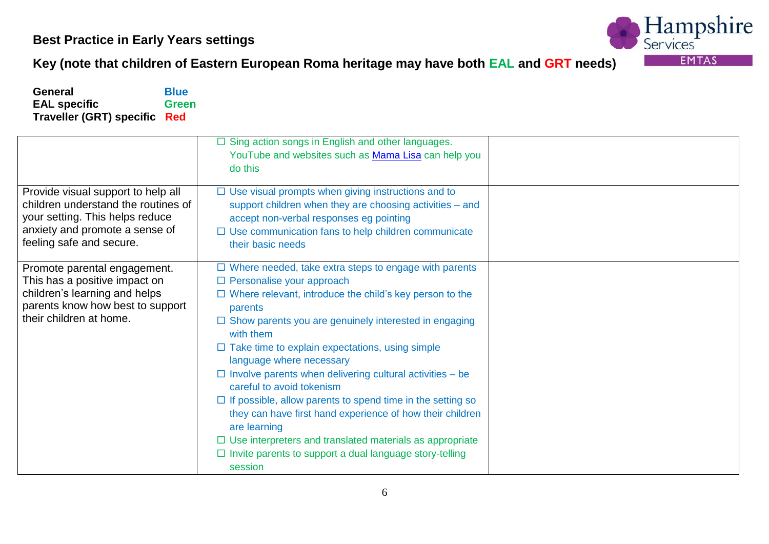**Best Practice in Early Years settings**

**Key (note that children of Eastern European Roma heritage may have both EAL and GRT needs)**

**General** — **Blue**
**EAL specific** — **Green**
**Traveller (GRT) specific** — **Red**

| | | |
|---|---|---|
| | ☐ Sing action songs in English and other languages. YouTube and websites such as [Mama Lisa](Mama Lisa) can help you do this | |
| Provide visual support to help all children understand the routines of your setting. This helps reduce anxiety and promote a sense of feeling safe and secure. | ☐ Use visual prompts when giving instructions and to support children when they are choosing activities – and accept non-verbal responses eg pointing<br>☐ Use communication fans to help children communicate their basic needs | |
| Promote parental engagement. This has a positive impact on children's learning and helps parents know how best to support their children at home. | ☐ Where needed, take extra steps to engage with parents<br>☐ Personalise your approach<br>☐ Where relevant, introduce the child's key person to the parents<br>☐ Show parents you are genuinely interested in engaging with them<br>☐ Take time to explain expectations, using simple language where necessary<br>☐ Involve parents when delivering cultural activities – be careful to avoid tokenism<br>☐ If possible, allow parents to spend time in the setting so they can have first hand experience of how their children are learning<br>☐ Use interpreters and translated materials as appropriate<br>☐ Invite parents to support a dual language story-telling session | |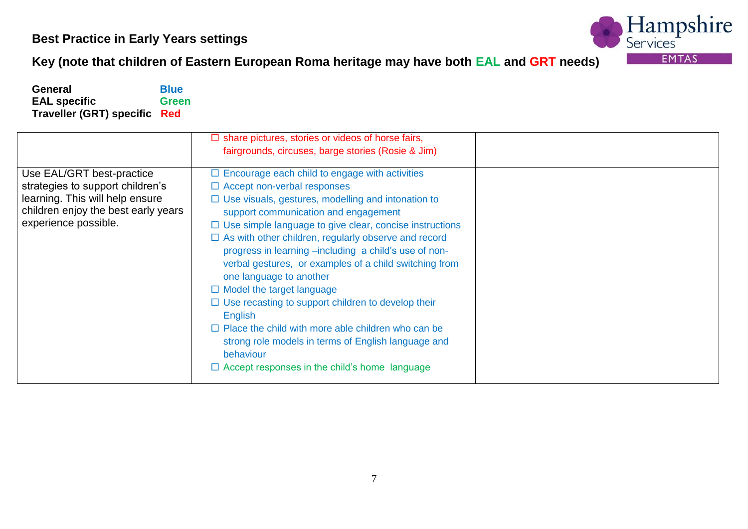**Best Practice in Early Years settings**

**Key (note that children of Eastern European Roma heritage may have both EAL and GRT needs)**

**General** **Blue**
**EAL specific** **Green**
**Traveller (GRT) specific** **Red**

| | | |
|---|---|---|
| | ☐ share pictures, stories or videos of horse fairs, fairgrounds, circuses, barge stories (Rosie & Jim) | |
| Use EAL/GRT best-practice strategies to support children's learning. This will help ensure children enjoy the best early years experience possible. | ☐ Encourage each child to engage with activities<br>☐ Accept non-verbal responses<br>☐ Use visuals, gestures, modelling and intonation to support communication and engagement<br>☐ Use simple language to give clear, concise instructions<br>☐ As with other children, regularly observe and record progress in learning –including a child's use of non-verbal gestures, or examples of a child switching from one language to another<br>☐ Model the target language<br>☐ Use recasting to support children to develop their English<br>☐ Place the child with more able children who can be strong role models in terms of English language and behaviour<br>☐ Accept responses in the child's home language | |